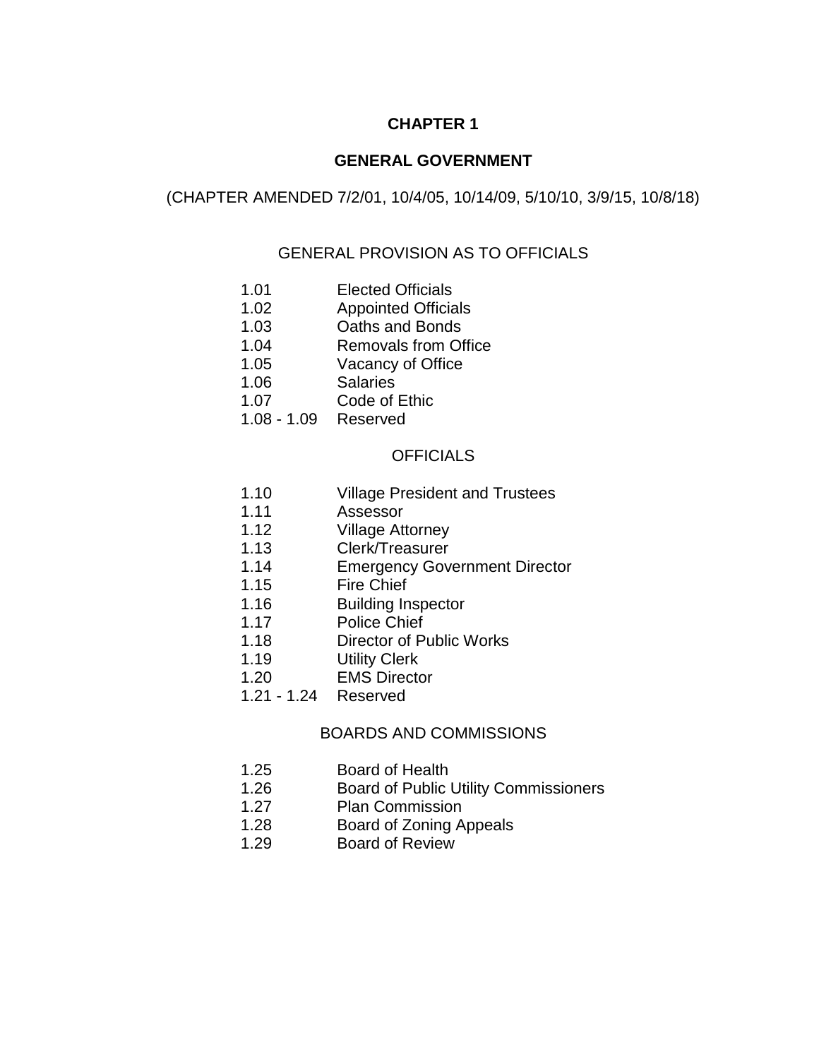# CHAPTER 1

## GENERAL GOVERNMENT

(CHAPTER AMENDED 7/2/01, 10/4/05, 10/14/09, 5/10/10, 3/9/15, 10/8/18)

### GENERAL PROVISION AS TO OFFICIALS

| | |
|---|---|
| 1.01 | Elected Officials |
| 1.02 | Appointed Officials |
| 1.03 | Oaths and Bonds |
| 1.04 | Removals from Office |
| 1.05 | Vacancy of Office |
| 1.06 | Salaries |
| 1.07 | Code of Ethic |
| 1.08 - 1.09 | Reserved |

### OFFICIALS

| | |
|---|---|
| 1.10 | Village President and Trustees |
| 1.11 | Assessor |
| 1.12 | Village Attorney |
| 1.13 | Clerk/Treasurer |
| 1.14 | Emergency Government Director |
| 1.15 | Fire Chief |
| 1.16 | Building Inspector |
| 1.17 | Police Chief |
| 1.18 | Director of Public Works |
| 1.19 | Utility Clerk |
| 1.20 | EMS Director |
| 1.21 - 1.24 | Reserved |

### BOARDS AND COMMISSIONS

| | |
|---|---|
| 1.25 | Board of Health |
| 1.26 | Board of Public Utility Commissioners |
| 1.27 | Plan Commission |
| 1.28 | Board of Zoning Appeals |
| 1.29 | Board of Review |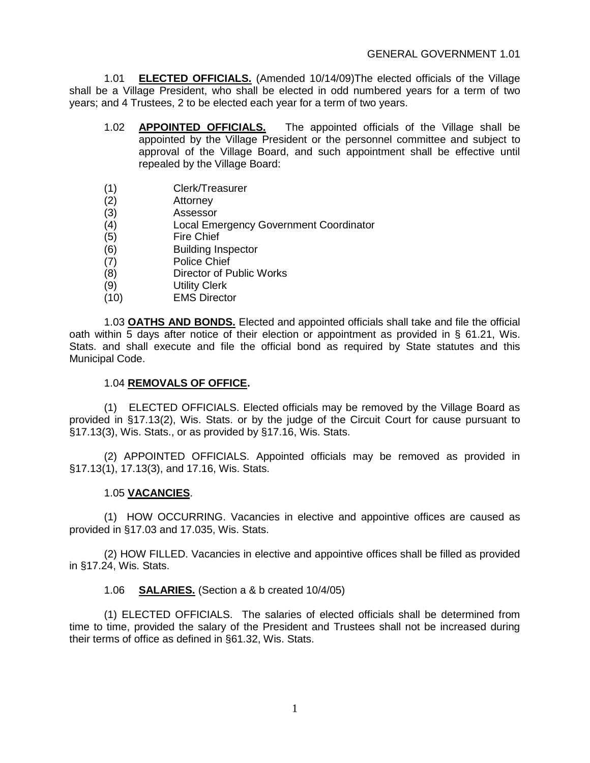1.01 **ELECTED OFFICIALS.** (Amended 10/14/09)The elected officials of the Village shall be a Village President, who shall be elected in odd numbered years for a term of two years; and 4 Trustees, 2 to be elected each year for a term of two years.

1.02 **APPOINTED OFFICIALS.** The appointed officials of the Village shall be appointed by the Village President or the personnel committee and subject to approval of the Village Board, and such appointment shall be effective until repealed by the Village Board:

(1) Clerk/Treasurer
(2) Attorney
(3) Assessor
(4) Local Emergency Government Coordinator
(5) Fire Chief
(6) Building Inspector
(7) Police Chief
(8) Director of Public Works
(9) Utility Clerk
(10) EMS Director

1.03 **OATHS AND BONDS.** Elected and appointed officials shall take and file the official oath within 5 days after notice of their election or appointment as provided in § 61.21, Wis. Stats. and shall execute and file the official bond as required by State statutes and this Municipal Code.

1.04 **REMOVALS OF OFFICE.**

(1) ELECTED OFFICIALS. Elected officials may be removed by the Village Board as provided in §17.13(2), Wis. Stats. or by the judge of the Circuit Court for cause pursuant to §17.13(3), Wis. Stats., or as provided by §17.16, Wis. Stats.

(2) APPOINTED OFFICIALS. Appointed officials may be removed as provided in §17.13(1), 17.13(3), and 17.16, Wis. Stats.

1.05 **VACANCIES**.

(1) HOW OCCURRING. Vacancies in elective and appointive offices are caused as provided in §17.03 and 17.035, Wis. Stats.

(2) HOW FILLED. Vacancies in elective and appointive offices shall be filled as provided in §17.24, Wis. Stats.

1.06 **SALARIES.** (Section a & b created 10/4/05)

(1) ELECTED OFFICIALS. The salaries of elected officials shall be determined from time to time, provided the salary of the President and Trustees shall not be increased during their terms of office as defined in §61.32, Wis. Stats.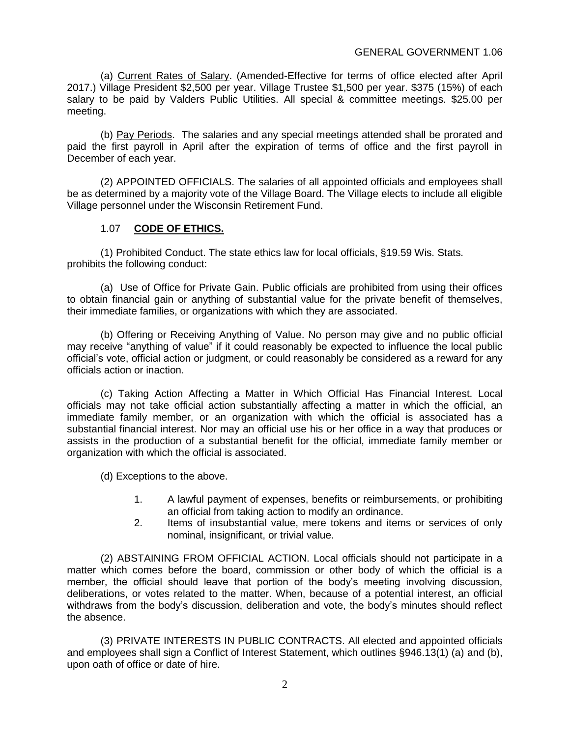(a) Current Rates of Salary. (Amended-Effective for terms of office elected after April 2017.) Village President $2,500 per year. Village Trustee $1,500 per year. $375 (15%) of each salary to be paid by Valders Public Utilities. All special & committee meetings. $25.00 per meeting.

(b) Pay Periods. The salaries and any special meetings attended shall be prorated and paid the first payroll in April after the expiration of terms of office and the first payroll in December of each year.

(2) APPOINTED OFFICIALS. The salaries of all appointed officials and employees shall be as determined by a majority vote of the Village Board. The Village elects to include all eligible Village personnel under the Wisconsin Retirement Fund.

## 1.07 **CODE OF ETHICS.**

(1) Prohibited Conduct. The state ethics law for local officials, §19.59 Wis. Stats. prohibits the following conduct:

(a) Use of Office for Private Gain. Public officials are prohibited from using their offices to obtain financial gain or anything of substantial value for the private benefit of themselves, their immediate families, or organizations with which they are associated.

(b) Offering or Receiving Anything of Value. No person may give and no public official may receive "anything of value" if it could reasonably be expected to influence the local public official's vote, official action or judgment, or could reasonably be considered as a reward for any officials action or inaction.

(c) Taking Action Affecting a Matter in Which Official Has Financial Interest. Local officials may not take official action substantially affecting a matter in which the official, an immediate family member, or an organization with which the official is associated has a substantial financial interest. Nor may an official use his or her office in a way that produces or assists in the production of a substantial benefit for the official, immediate family member or organization with which the official is associated.

(d) Exceptions to the above.

1. A lawful payment of expenses, benefits or reimbursements, or prohibiting an official from taking action to modify an ordinance.
2. Items of insubstantial value, mere tokens and items or services of only nominal, insignificant, or trivial value.

(2) ABSTAINING FROM OFFICIAL ACTION. Local officials should not participate in a matter which comes before the board, commission or other body of which the official is a member, the official should leave that portion of the body's meeting involving discussion, deliberations, or votes related to the matter. When, because of a potential interest, an official withdraws from the body's discussion, deliberation and vote, the body's minutes should reflect the absence.

(3) PRIVATE INTERESTS IN PUBLIC CONTRACTS. All elected and appointed officials and employees shall sign a Conflict of Interest Statement, which outlines §946.13(1) (a) and (b), upon oath of office or date of hire.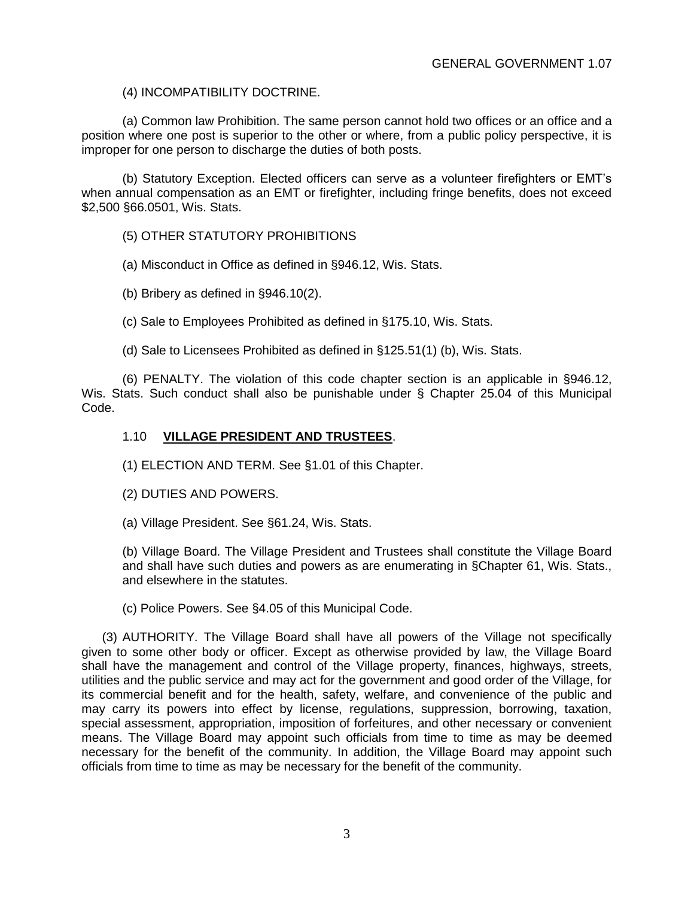(4) INCOMPATIBILITY DOCTRINE.

(a) Common law Prohibition. The same person cannot hold two offices or an office and a position where one post is superior to the other or where, from a public policy perspective, it is improper for one person to discharge the duties of both posts.

(b) Statutory Exception. Elected officers can serve as a volunteer firefighters or EMT's when annual compensation as an EMT or firefighter, including fringe benefits, does not exceed $2,500 §66.0501, Wis. Stats.

(5) OTHER STATUTORY PROHIBITIONS

(a) Misconduct in Office as defined in §946.12, Wis. Stats.

(b) Bribery as defined in §946.10(2).

(c) Sale to Employees Prohibited as defined in §175.10, Wis. Stats.

(d) Sale to Licensees Prohibited as defined in §125.51(1) (b), Wis. Stats.

(6) PENALTY. The violation of this code chapter section is an applicable in §946.12, Wis. Stats. Such conduct shall also be punishable under § Chapter 25.04 of this Municipal Code.

## 1.10 **VILLAGE PRESIDENT AND TRUSTEES**.

(1) ELECTION AND TERM. See §1.01 of this Chapter.

(2) DUTIES AND POWERS.

(a) Village President. See §61.24, Wis. Stats.

(b) Village Board. The Village President and Trustees shall constitute the Village Board and shall have such duties and powers as are enumerating in §Chapter 61, Wis. Stats., and elsewhere in the statutes.

(c) Police Powers. See §4.05 of this Municipal Code.

(3) AUTHORITY. The Village Board shall have all powers of the Village not specifically given to some other body or officer. Except as otherwise provided by law, the Village Board shall have the management and control of the Village property, finances, highways, streets, utilities and the public service and may act for the government and good order of the Village, for its commercial benefit and for the health, safety, welfare, and convenience of the public and may carry its powers into effect by license, regulations, suppression, borrowing, taxation, special assessment, appropriation, imposition of forfeitures, and other necessary or convenient means. The Village Board may appoint such officials from time to time as may be deemed necessary for the benefit of the community. In addition, the Village Board may appoint such officials from time to time as may be necessary for the benefit of the community.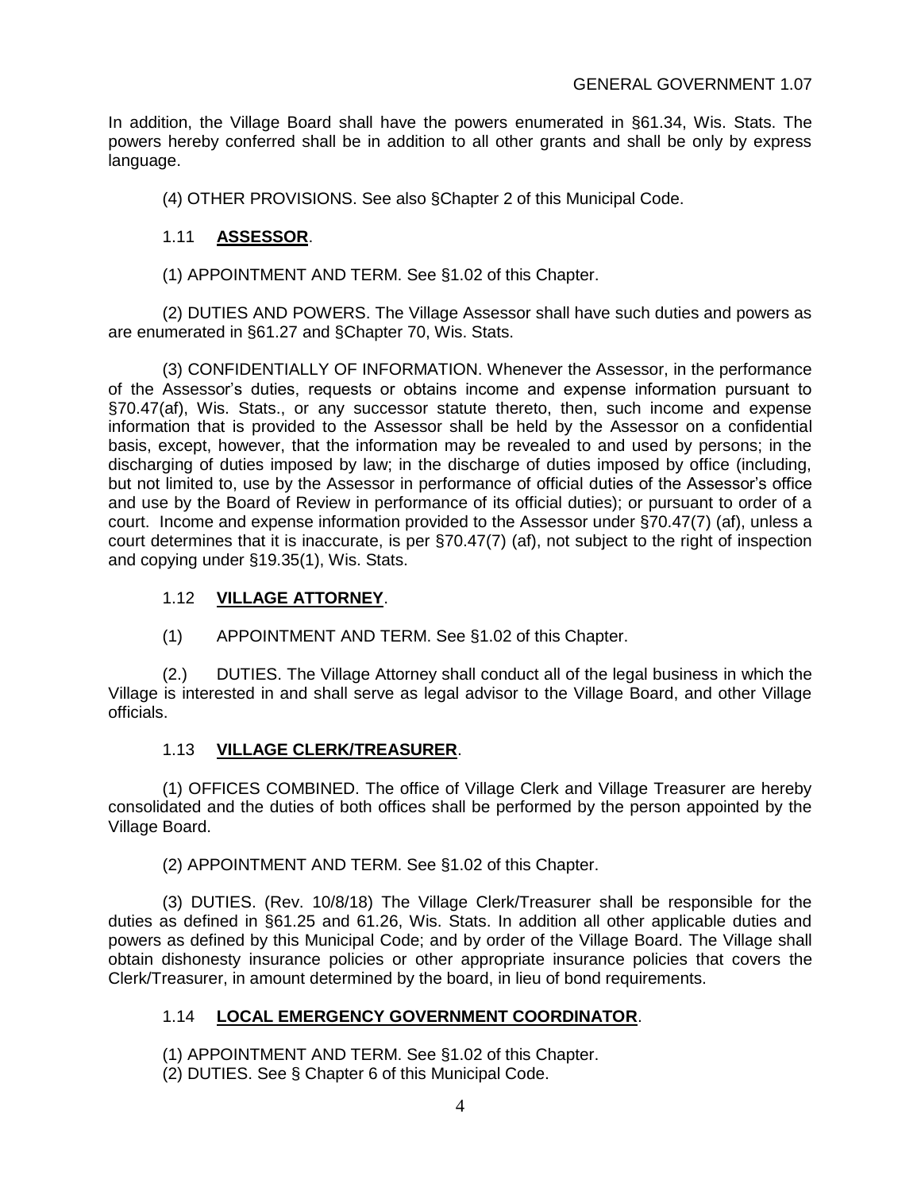In addition, the Village Board shall have the powers enumerated in §61.34, Wis. Stats. The powers hereby conferred shall be in addition to all other grants and shall be only by express language.

(4) OTHER PROVISIONS. See also §Chapter 2 of this Municipal Code.

## 1.11 **ASSESSOR**.

(1) APPOINTMENT AND TERM. See §1.02 of this Chapter.

(2) DUTIES AND POWERS. The Village Assessor shall have such duties and powers as are enumerated in §61.27 and §Chapter 70, Wis. Stats.

(3) CONFIDENTIALLY OF INFORMATION. Whenever the Assessor, in the performance of the Assessor's duties, requests or obtains income and expense information pursuant to §70.47(af), Wis. Stats., or any successor statute thereto, then, such income and expense information that is provided to the Assessor shall be held by the Assessor on a confidential basis, except, however, that the information may be revealed to and used by persons; in the discharging of duties imposed by law; in the discharge of duties imposed by office (including, but not limited to, use by the Assessor in performance of official duties of the Assessor's office and use by the Board of Review in performance of its official duties); or pursuant to order of a court. Income and expense information provided to the Assessor under §70.47(7) (af), unless a court determines that it is inaccurate, is per §70.47(7) (af), not subject to the right of inspection and copying under §19.35(1), Wis. Stats.

## 1.12 **VILLAGE ATTORNEY**.

(1) APPOINTMENT AND TERM. See §1.02 of this Chapter.

(2.) DUTIES. The Village Attorney shall conduct all of the legal business in which the Village is interested in and shall serve as legal advisor to the Village Board, and other Village officials.

## 1.13 **VILLAGE CLERK/TREASURER**.

(1) OFFICES COMBINED. The office of Village Clerk and Village Treasurer are hereby consolidated and the duties of both offices shall be performed by the person appointed by the Village Board.

(2) APPOINTMENT AND TERM. See §1.02 of this Chapter.

(3) DUTIES. (Rev. 10/8/18) The Village Clerk/Treasurer shall be responsible for the duties as defined in §61.25 and 61.26, Wis. Stats. In addition all other applicable duties and powers as defined by this Municipal Code; and by order of the Village Board. The Village shall obtain dishonesty insurance policies or other appropriate insurance policies that covers the Clerk/Treasurer, in amount determined by the board, in lieu of bond requirements.

## 1.14 **LOCAL EMERGENCY GOVERNMENT COORDINATOR**.

(1) APPOINTMENT AND TERM. See §1.02 of this Chapter.
(2) DUTIES. See § Chapter 6 of this Municipal Code.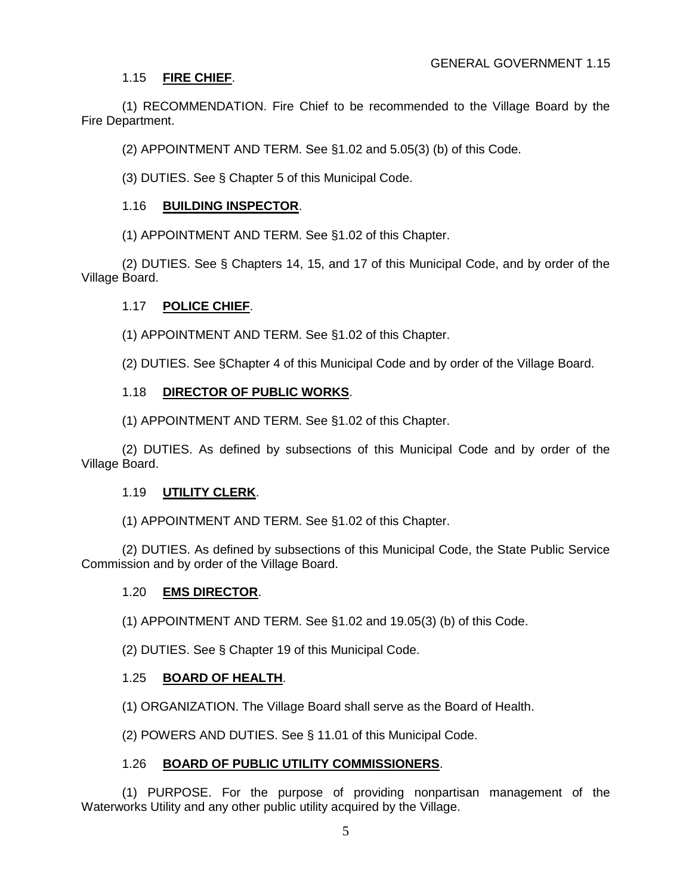1.15 **FIRE CHIEF**.

(1) RECOMMENDATION. Fire Chief to be recommended to the Village Board by the Fire Department.

(2) APPOINTMENT AND TERM. See §1.02 and 5.05(3) (b) of this Code.

(3) DUTIES. See § Chapter 5 of this Municipal Code.

1.16 **BUILDING INSPECTOR**.

(1) APPOINTMENT AND TERM. See §1.02 of this Chapter.

(2) DUTIES. See § Chapters 14, 15, and 17 of this Municipal Code, and by order of the Village Board.

1.17 **POLICE CHIEF**.

(1) APPOINTMENT AND TERM. See §1.02 of this Chapter.

(2) DUTIES. See §Chapter 4 of this Municipal Code and by order of the Village Board.

1.18 **DIRECTOR OF PUBLIC WORKS**.

(1) APPOINTMENT AND TERM. See §1.02 of this Chapter.

(2) DUTIES. As defined by subsections of this Municipal Code and by order of the Village Board.

1.19 **UTILITY CLERK**.

(1) APPOINTMENT AND TERM. See §1.02 of this Chapter.

(2) DUTIES. As defined by subsections of this Municipal Code, the State Public Service Commission and by order of the Village Board.

1.20 **EMS DIRECTOR**.

(1) APPOINTMENT AND TERM. See §1.02 and 19.05(3) (b) of this Code.

(2) DUTIES. See § Chapter 19 of this Municipal Code.

1.25 **BOARD OF HEALTH**.

(1) ORGANIZATION. The Village Board shall serve as the Board of Health.

(2) POWERS AND DUTIES. See § 11.01 of this Municipal Code.

1.26 **BOARD OF PUBLIC UTILITY COMMISSIONERS**.

(1) PURPOSE. For the purpose of providing nonpartisan management of the Waterworks Utility and any other public utility acquired by the Village.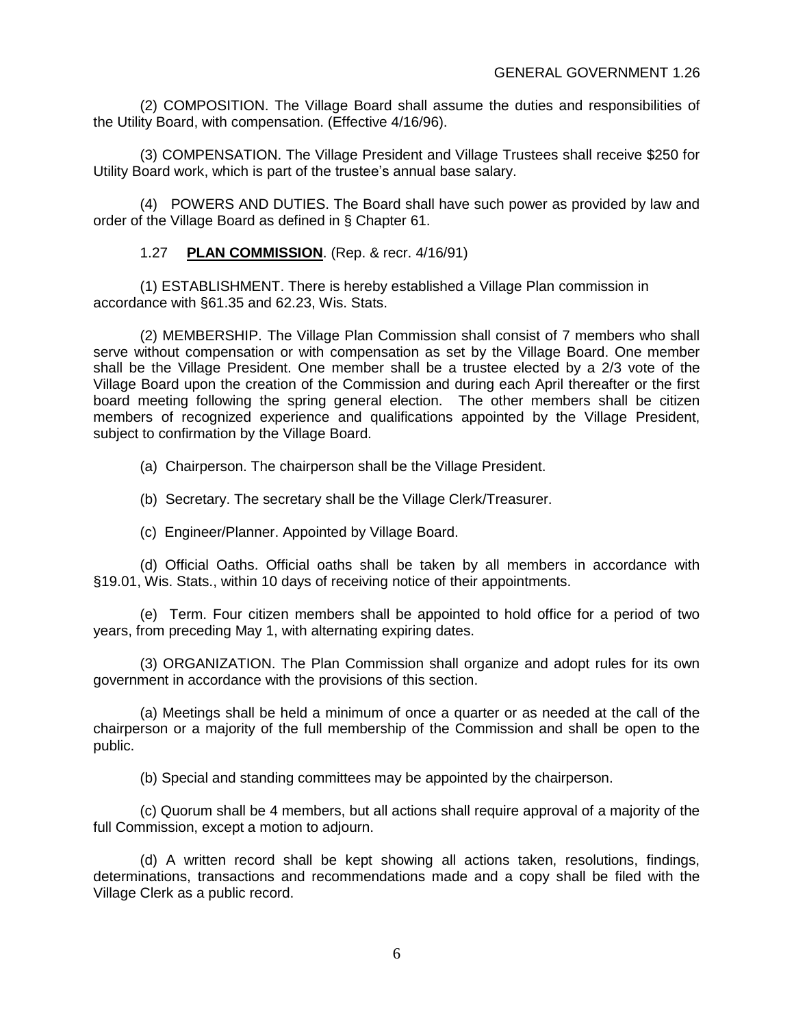(2) COMPOSITION. The Village Board shall assume the duties and responsibilities of the Utility Board, with compensation. (Effective 4/16/96).

(3) COMPENSATION. The Village President and Village Trustees shall receive $250 for Utility Board work, which is part of the trustee's annual base salary.

(4) POWERS AND DUTIES. The Board shall have such power as provided by law and order of the Village Board as defined in § Chapter 61.

1.27 **PLAN COMMISSION**. (Rep. & recr. 4/16/91)

(1) ESTABLISHMENT. There is hereby established a Village Plan commission in accordance with §61.35 and 62.23, Wis. Stats.

(2) MEMBERSHIP. The Village Plan Commission shall consist of 7 members who shall serve without compensation or with compensation as set by the Village Board. One member shall be the Village President. One member shall be a trustee elected by a 2/3 vote of the Village Board upon the creation of the Commission and during each April thereafter or the first board meeting following the spring general election. The other members shall be citizen members of recognized experience and qualifications appointed by the Village President, subject to confirmation by the Village Board.

(a) Chairperson. The chairperson shall be the Village President.

(b) Secretary. The secretary shall be the Village Clerk/Treasurer.

(c) Engineer/Planner. Appointed by Village Board.

(d) Official Oaths. Official oaths shall be taken by all members in accordance with §19.01, Wis. Stats., within 10 days of receiving notice of their appointments.

(e) Term. Four citizen members shall be appointed to hold office for a period of two years, from preceding May 1, with alternating expiring dates.

(3) ORGANIZATION. The Plan Commission shall organize and adopt rules for its own government in accordance with the provisions of this section.

(a) Meetings shall be held a minimum of once a quarter or as needed at the call of the chairperson or a majority of the full membership of the Commission and shall be open to the public.

(b) Special and standing committees may be appointed by the chairperson.

(c) Quorum shall be 4 members, but all actions shall require approval of a majority of the full Commission, except a motion to adjourn.

(d) A written record shall be kept showing all actions taken, resolutions, findings, determinations, transactions and recommendations made and a copy shall be filed with the Village Clerk as a public record.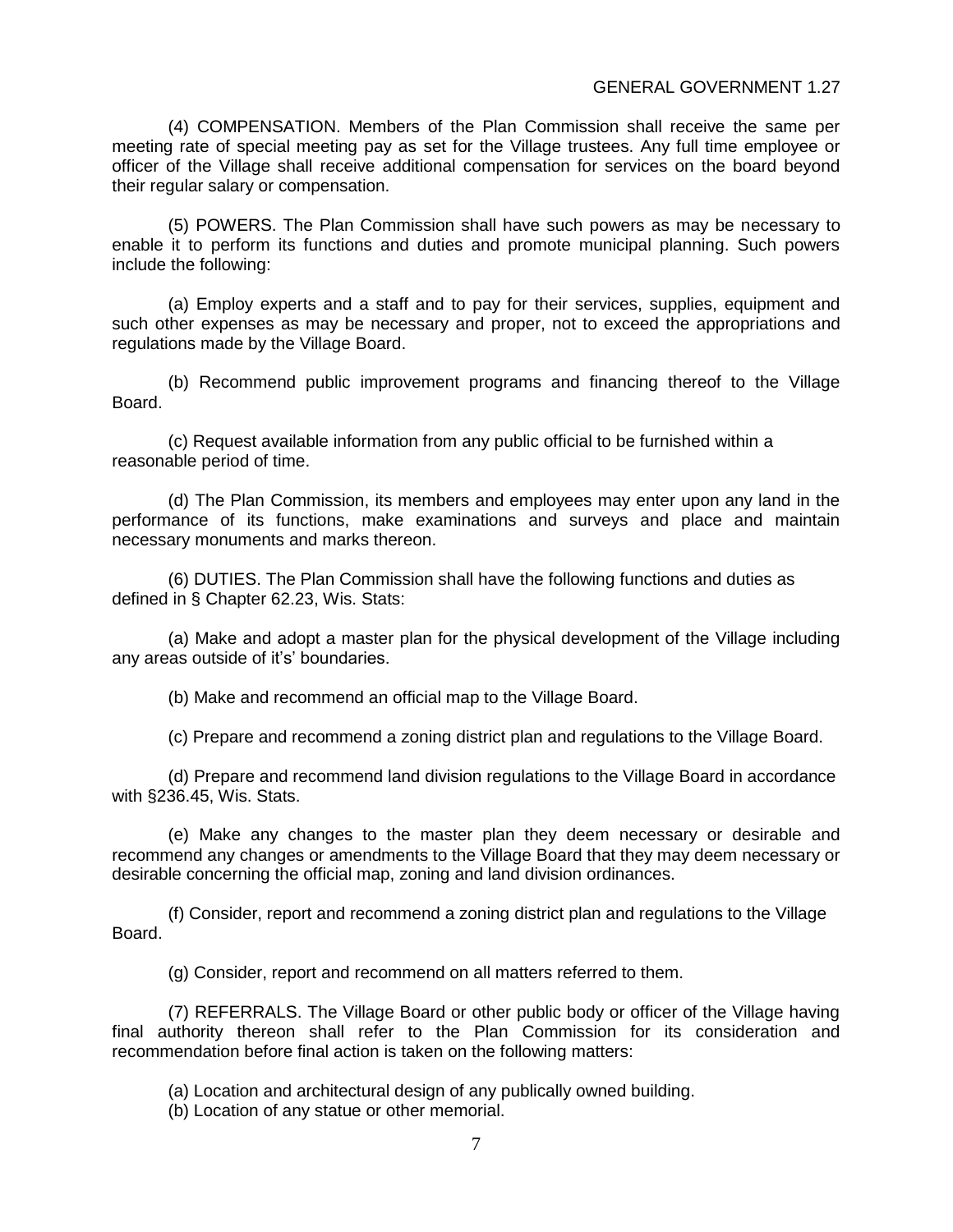(4) COMPENSATION. Members of the Plan Commission shall receive the same per meeting rate of special meeting pay as set for the Village trustees. Any full time employee or officer of the Village shall receive additional compensation for services on the board beyond their regular salary or compensation.

(5) POWERS. The Plan Commission shall have such powers as may be necessary to enable it to perform its functions and duties and promote municipal planning. Such powers include the following:

(a) Employ experts and a staff and to pay for their services, supplies, equipment and such other expenses as may be necessary and proper, not to exceed the appropriations and regulations made by the Village Board.

(b) Recommend public improvement programs and financing thereof to the Village Board.

(c) Request available information from any public official to be furnished within a reasonable period of time.

(d) The Plan Commission, its members and employees may enter upon any land in the performance of its functions, make examinations and surveys and place and maintain necessary monuments and marks thereon.

(6) DUTIES. The Plan Commission shall have the following functions and duties as defined in § Chapter 62.23, Wis. Stats:

(a) Make and adopt a master plan for the physical development of the Village including any areas outside of it's' boundaries.

(b) Make and recommend an official map to the Village Board.

(c) Prepare and recommend a zoning district plan and regulations to the Village Board.

(d) Prepare and recommend land division regulations to the Village Board in accordance with §236.45, Wis. Stats.

(e) Make any changes to the master plan they deem necessary or desirable and recommend any changes or amendments to the Village Board that they may deem necessary or desirable concerning the official map, zoning and land division ordinances.

(f) Consider, report and recommend a zoning district plan and regulations to the Village Board.

(g) Consider, report and recommend on all matters referred to them.

(7) REFERRALS. The Village Board or other public body or officer of the Village having final authority thereon shall refer to the Plan Commission for its consideration and recommendation before final action is taken on the following matters:

(a) Location and architectural design of any publically owned building.
(b) Location of any statue or other memorial.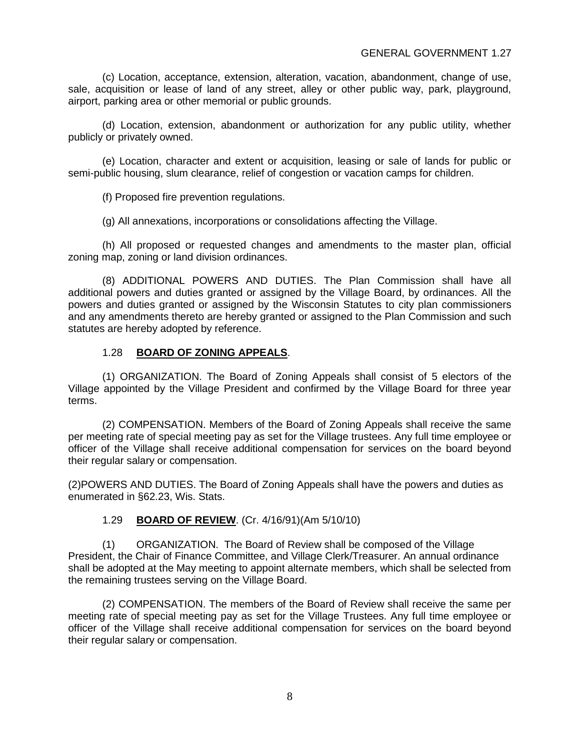(c) Location, acceptance, extension, alteration, vacation, abandonment, change of use, sale, acquisition or lease of land of any street, alley or other public way, park, playground, airport, parking area or other memorial or public grounds.

(d) Location, extension, abandonment or authorization for any public utility, whether publicly or privately owned.

(e) Location, character and extent or acquisition, leasing or sale of lands for public or semi-public housing, slum clearance, relief of congestion or vacation camps for children.

(f) Proposed fire prevention regulations.

(g) All annexations, incorporations or consolidations affecting the Village.

(h) All proposed or requested changes and amendments to the master plan, official zoning map, zoning or land division ordinances.

(8) ADDITIONAL POWERS AND DUTIES. The Plan Commission shall have all additional powers and duties granted or assigned by the Village Board, by ordinances. All the powers and duties granted or assigned by the Wisconsin Statutes to city plan commissioners and any amendments thereto are hereby granted or assigned to the Plan Commission and such statutes are hereby adopted by reference.

1.28 **BOARD OF ZONING APPEALS**.

(1) ORGANIZATION. The Board of Zoning Appeals shall consist of 5 electors of the Village appointed by the Village President and confirmed by the Village Board for three year terms.

(2) COMPENSATION. Members of the Board of Zoning Appeals shall receive the same per meeting rate of special meeting pay as set for the Village trustees. Any full time employee or officer of the Village shall receive additional compensation for services on the board beyond their regular salary or compensation.

(2)POWERS AND DUTIES. The Board of Zoning Appeals shall have the powers and duties as enumerated in §62.23, Wis. Stats.

1.29 **BOARD OF REVIEW**. (Cr. 4/16/91)(Am 5/10/10)

(1) ORGANIZATION. The Board of Review shall be composed of the Village President, the Chair of Finance Committee, and Village Clerk/Treasurer. An annual ordinance shall be adopted at the May meeting to appoint alternate members, which shall be selected from the remaining trustees serving on the Village Board.

(2) COMPENSATION. The members of the Board of Review shall receive the same per meeting rate of special meeting pay as set for the Village Trustees. Any full time employee or officer of the Village shall receive additional compensation for services on the board beyond their regular salary or compensation.